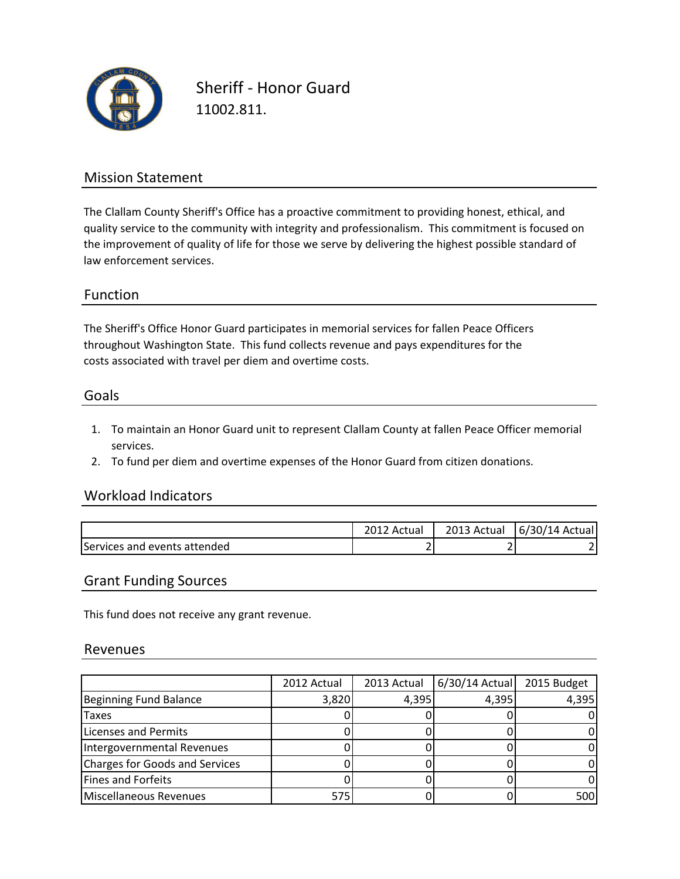# Sheriff - Honor Guard

11002.811.

## Mission Statement

The Clallam County Sheriff's Office has a proactive commitment to providing honest, ethical, and quality service to the community with integrity and professionalism. This commitment is focused on the improvement of quality of life for those we serve by delivering the highest possible standard of law enforcement services.

## Function

The Sheriff's Office Honor Guard participates in memorial services for fallen Peace Officers throughout Washington State. This fund collects revenue and pays expenditures for the costs associated with travel per diem and overtime costs.

## Goals

1. To maintain an Honor Guard unit to represent Clallam County at fallen Peace Officer memorial services.
2. To fund per diem and overtime expenses of the Honor Guard from citizen donations.

## Workload Indicators

| | 2012 Actual | 2013 Actual | 6/30/14 Actual |
|---|---|---|---|
| Services and events attended | 2 | 2 | 2 |

## Grant Funding Sources

This fund does not receive any grant revenue.

## Revenues

| | 2012 Actual | 2013 Actual | 6/30/14 Actual | 2015 Budget |
|---|---|---|---|---|
| Beginning Fund Balance | 3,820 | 4,395 | 4,395 | 4,395 |
| Taxes | 0 | 0 | 0 | 0 |
| Licenses and Permits | 0 | 0 | 0 | 0 |
| Intergovernmental Revenues | 0 | 0 | 0 | 0 |
| Charges for Goods and Services | 0 | 0 | 0 | 0 |
| Fines and Forfeits | 0 | 0 | 0 | 0 |
| Miscellaneous Revenues | 575 | 0 | 0 | 500 |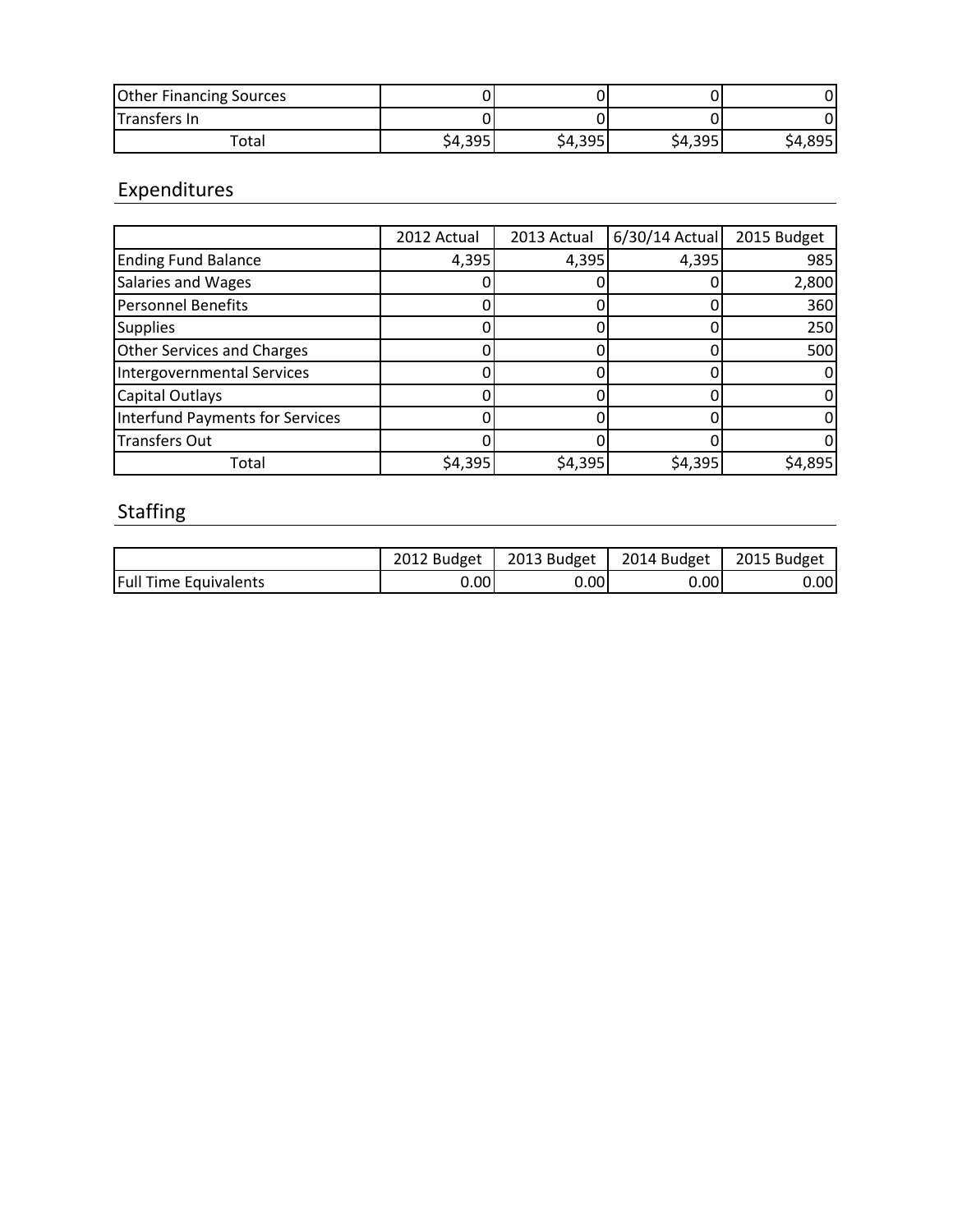| | | | | |
|---|---|---|---|---|
| Other Financing Sources | 0 | 0 | 0 | 0 |
| Transfers In | 0 | 0 | 0 | 0 |
| Total | $4,395 | $4,395 | $4,395 | $4,895 |

## Expenditures

| | 2012 Actual | 2013 Actual | 6/30/14 Actual | 2015 Budget |
|---|---|---|---|---|
| Ending Fund Balance | 4,395 | 4,395 | 4,395 | 985 |
| Salaries and Wages | 0 | 0 | 0 | 2,800 |
| Personnel Benefits | 0 | 0 | 0 | 360 |
| Supplies | 0 | 0 | 0 | 250 |
| Other Services and Charges | 0 | 0 | 0 | 500 |
| Intergovernmental Services | 0 | 0 | 0 | 0 |
| Capital Outlays | 0 | 0 | 0 | 0 |
| Interfund Payments for Services | 0 | 0 | 0 | 0 |
| Transfers Out | 0 | 0 | 0 | 0 |
| Total | $4,395 | $4,395 | $4,395 | $4,895 |

## Staffing

| | 2012 Budget | 2013 Budget | 2014 Budget | 2015 Budget |
|---|---|---|---|---|
| Full Time Equivalents | 0.00 | 0.00 | 0.00 | 0.00 |